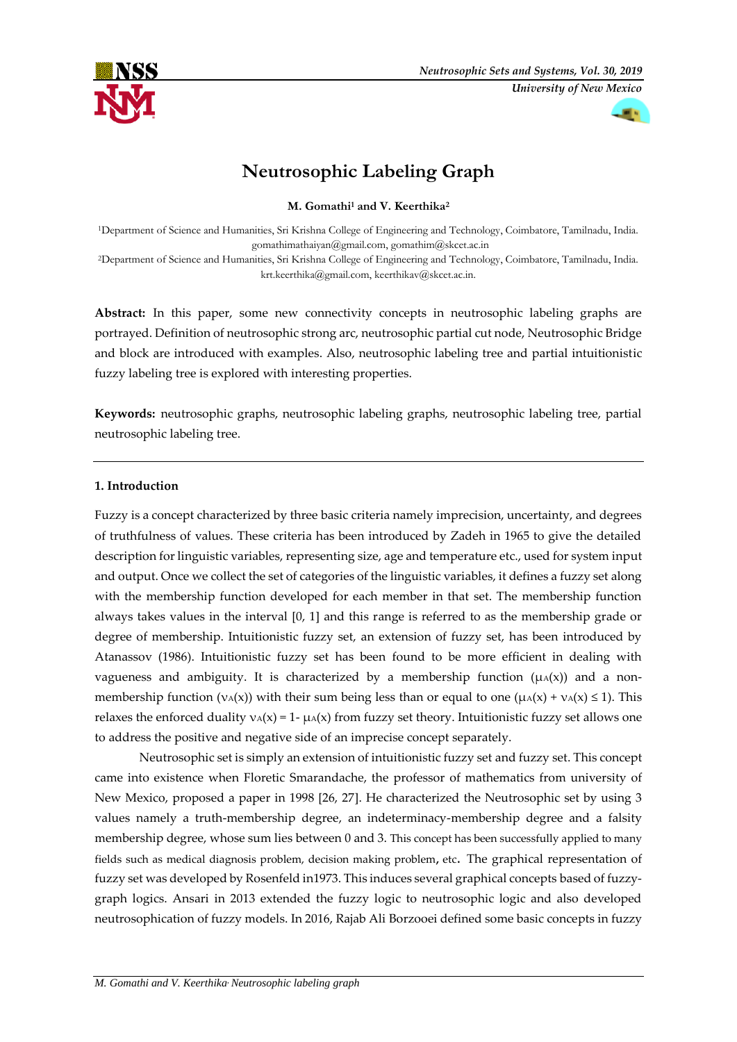# Neutrosophic Labeling Graph

**M. Gomathi[1] and V. Keerthika[2]**

[1]Department of Science and Humanities, Sri Krishna College of Engineering and Technology, Coimbatore, Tamilnadu, India. gomathimathaiyan@gmail.com, gomathim@skcet.ac.in

[2]Department of Science and Humanities, Sri Krishna College of Engineering and Technology, Coimbatore, Tamilnadu, India. krt.keerthika@gmail.com, keerthikav@skcet.ac.in.

**Abstract:** In this paper, some new connectivity concepts in neutrosophic labeling graphs are portrayed. Definition of neutrosophic strong arc, neutrosophic partial cut node, Neutrosophic Bridge and block are introduced with examples. Also, neutrosophic labeling tree and partial intuitionistic fuzzy labeling tree is explored with interesting properties.

**Keywords:** neutrosophic graphs, neutrosophic labeling graphs, neutrosophic labeling tree, partial neutrosophic labeling tree.

## 1. Introduction

Fuzzy is a concept characterized by three basic criteria namely imprecision, uncertainty, and degrees of truthfulness of values. These criteria has been introduced by Zadeh in 1965 to give the detailed description for linguistic variables, representing size, age and temperature etc., used for system input and output. Once we collect the set of categories of the linguistic variables, it defines a fuzzy set along with the membership function developed for each member in that set. The membership function always takes values in the interval [0, 1] and this range is referred to as the membership grade or degree of membership. Intuitionistic fuzzy set, an extension of fuzzy set, has been introduced by Atanassov (1986). Intuitionistic fuzzy set has been found to be more efficient in dealing with vagueness and ambiguity. It is characterized by a membership function ($\mu_A(x)$) and a non-membership function ($\nu_A(x)$) with their sum being less than or equal to one ($\mu_A(x) + \nu_A(x) \leq 1$). This relaxes the enforced duality $\nu_A(x) = 1 - \mu_A(x)$ from fuzzy set theory. Intuitionistic fuzzy set allows one to address the positive and negative side of an imprecise concept separately.

Neutrosophic set is simply an extension of intuitionistic fuzzy set and fuzzy set. This concept came into existence when Floretic Smarandache, the professor of mathematics from university of New Mexico, proposed a paper in 1998 [26, 27]. He characterized the Neutrosophic set by using 3 values namely a truth-membership degree, an indeterminacy-membership degree and a falsity membership degree, whose sum lies between 0 and 3. This concept has been successfully applied to many fields such as medical diagnosis problem, decision making problem, etc. The graphical representation of fuzzy set was developed by Rosenfeld in1973. This induces several graphical concepts based on fuzzy-graph logics. Ansari in 2013 extended the fuzzy logic to neutrosophic logic and also developed neutrosophication of fuzzy models. In 2016, Rajab Ali Borzooei defined some basic concepts in fuzzy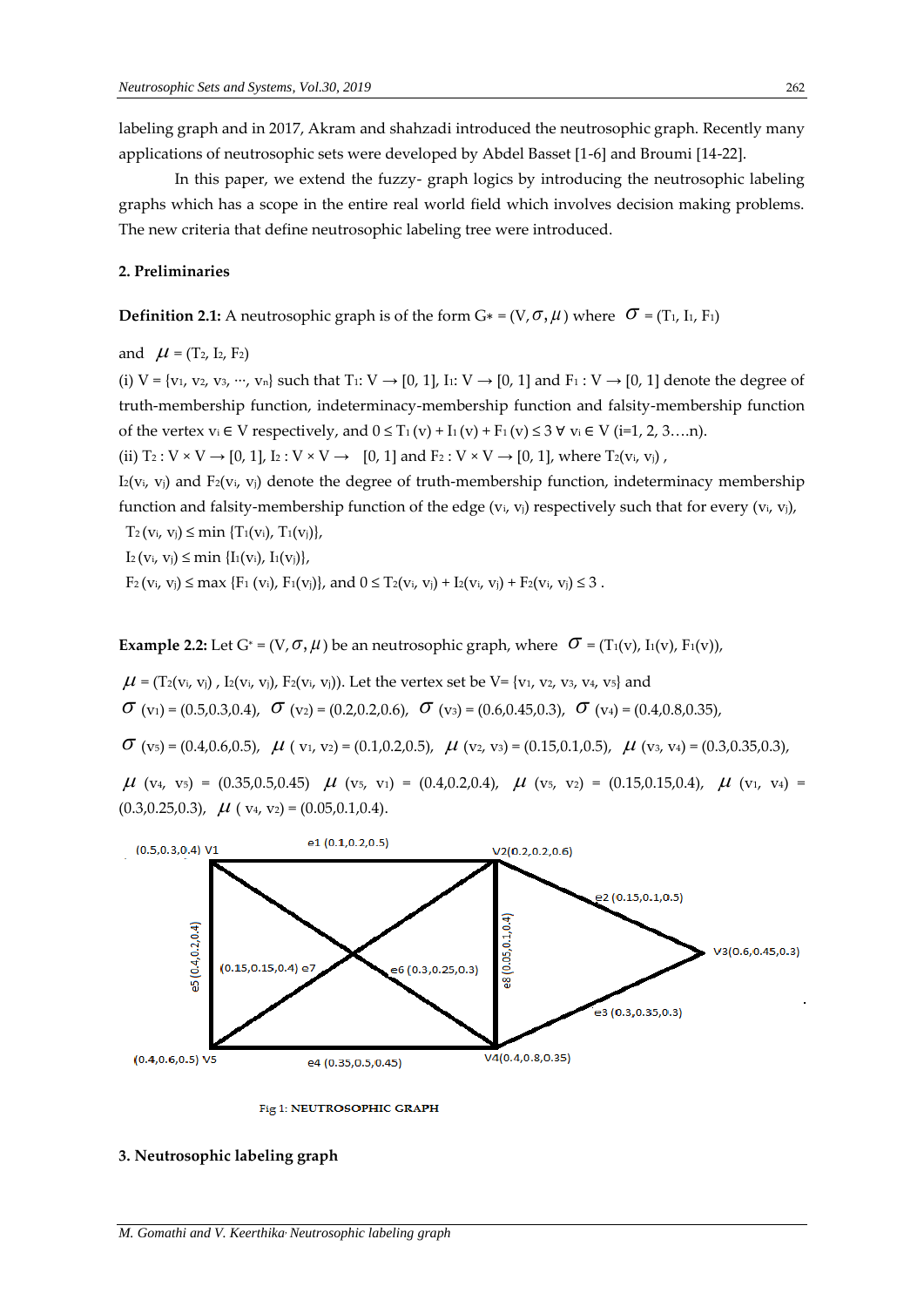labeling graph and in 2017, Akram and shahzadi introduced the neutrosophic graph. Recently many applications of neutrosophic sets were developed by Abdel Basset [1-6] and Broumi [14-22].

In this paper, we extend the fuzzy- graph logics by introducing the neutrosophic labeling graphs which has a scope in the entire real world field which involves decision making problems. The new criteria that define neutrosophic labeling tree were introduced.

## 2. Preliminaries

**Definition 2.1:** A neutrosophic graph is of the form $G* = (V, \sigma, \mu)$ where $\sigma = (T_1, I_1, F_1)$ and $\mu = (T_2, I_2, F_2)$

(i) $V = \{v_1, v_2, v_3, \cdots, v_n\}$ such that $T_1: V \to [0, 1]$, $I_1: V \to [0, 1]$ and $F_1 : V \to [0, 1]$ denote the degree of truth-membership function, indeterminacy-membership function and falsity-membership function of the vertex $v_i \in V$ respectively, and $0 \le T_1(v) + I_1(v) + F_1(v) \le 3 \;\forall\; v_i \in V$ (i=1, 2, 3….n).

(ii) $T_2 : V \times V \to [0, 1]$, $I_2 : V \times V \to [0, 1]$ and $F_2 : V \times V \to [0, 1]$, where $T_2(v_i, v_j)$, $I_2(v_i, v_j)$ and $F_2(v_i, v_j)$ denote the degree of truth-membership function, indeterminacy membership function and falsity-membership function of the edge $(v_i, v_j)$ respectively such that for every $(v_i, v_j)$,

$T_2(v_i, v_j) \le \min\{T_1(v_i), T_1(v_j)\}$,

$I_2(v_i, v_j) \le \min\{I_1(v_i), I_1(v_j)\}$,

$F_2(v_i, v_j) \le \max\{F_1(v_i), F_1(v_j)\}$, and $0 \le T_2(v_i, v_j) + I_2(v_i, v_j) + F_2(v_i, v_j) \le 3$.

**Example 2.2:** Let $G^* = (V, \sigma, \mu)$ be an neutrosophic graph, where $\sigma = (T_1(v), I_1(v), F_1(v))$, $\mu = (T_2(v_i, v_j), I_2(v_i, v_j), F_2(v_i, v_j))$. Let the vertex set be $V = \{v_1, v_2, v_3, v_4, v_5\}$ and $\sigma(v_1) = (0.5, 0.3, 0.4)$, $\sigma(v_2) = (0.2, 0.2, 0.6)$, $\sigma(v_3) = (0.6, 0.45, 0.3)$, $\sigma(v_4) = (0.4, 0.8, 0.35)$, $\sigma(v_5) = (0.4, 0.6, 0.5)$, $\mu(v_1, v_2) = (0.1, 0.2, 0.5)$, $\mu(v_2, v_3) = (0.15, 0.1, 0.5)$, $\mu(v_3, v_4) = (0.3, 0.35, 0.3)$, $\mu(v_4, v_5) = (0.35, 0.5, 0.45)$ $\mu(v_5, v_1) = (0.4, 0.2, 0.4)$, $\mu(v_5, v_2) = (0.15, 0.15, 0.4)$, $\mu(v_1, v_4) = (0.3, 0.25, 0.3)$, $\mu(v_4, v_2) = (0.05, 0.1, 0.4)$.

Fig 1: NEUTROSOPHIC GRAPH

## 3. Neutrosophic labeling graph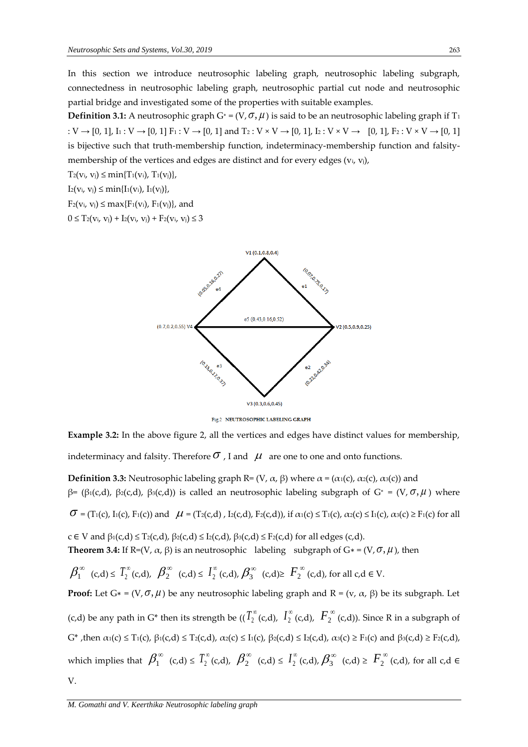In this section we introduce neutrosophic labeling graph, neutrosophic labeling subgraph, connectedness in neutrosophic labeling graph, neutrosophic partial cut node and neutrosophic partial bridge and investigated some of the properties with suitable examples.

**Definition 3.1:** A neutrosophic graph $G^* = (V, \sigma, \mu)$ is said to be an neutrosophic labeling graph if $T_1 : V \rightarrow [0, 1]$, $I_1 : V \rightarrow [0, 1]$ $F_1 : V \rightarrow [0, 1]$ and $T_2 : V \times V \rightarrow [0, 1]$, $I_2 : V \times V \rightarrow [0, 1]$, $F_2 : V \times V \rightarrow [0, 1]$ is bijective such that truth-membership function, indeterminacy-membership function and falsity-membership of the vertices and edges are distinct and for every edges $(v_i, v_j)$,

$T_2(v_i, v_j) \leq \min\{T_1(v_i), T_1(v_j)\}$,

$I_2(v_i, v_j) \leq \min\{I_1(v_i), I_1(v_j)\}$,

$F_2(v_i, v_j) \leq \max\{F_1(v_i), F_1(v_j)\}$, and

$0 \leq T_2(v_i, v_j) + I_2(v_i, v_j) + F_2(v_i, v_j) \leq 3$

Fig 2 NEUTROSOPHIC LABELING GRAPH

**Example 3.2:** In the above figure 2, all the vertices and edges have distinct values for membership, indeterminacy and falsity. Therefore $\sigma$ , I and $\mu$ are one to one and onto functions.

**Definition 3.3:** Neutrosophic labeling graph R= (V, $\alpha$, $\beta$) where $\alpha = (\alpha_1(c), \alpha_2(c), \alpha_3(c))$ and $\beta = (\beta_1(c,d), \beta_2(c,d), \beta_3(c,d))$ is called an neutrosophic labeling subgraph of $G^* = (V, \sigma, \mu)$ where $\sigma = (T_1(c), I_1(c), F_1(c))$ and $\mu = (T_2(c,d), I_2(c,d), F_2(c,d))$, if $\alpha_1(c) \leq T_1(c)$, $\alpha_2(c) \leq I_1(c)$, $\alpha_3(c) \geq F_1(c)$ for all $c \in V$ and $\beta_1(c,d) \leq T_2(c,d)$, $\beta_2(c,d) \leq I_2(c,d)$, $\beta_3(c,d) \leq F_2(c,d)$ for all edges (c,d).

**Theorem 3.4:** If R=(V, $\alpha$, $\beta$) is an neutrosophic labeling subgraph of $G^* = (V, \sigma, \mu)$, then

$\beta_1^{\infty}(c,d) \leq T_2^{\infty}(c,d)$, $\beta_2^{\infty}(c,d) \leq I_2^{\infty}(c,d)$, $\beta_3^{\infty}(c,d) \geq F_2^{\infty}(c,d)$, for all $c,d \in V$.

**Proof:** Let $G^* = (V, \sigma, \mu)$ be any neutrosophic labeling graph and R = (v, $\alpha$, $\beta$) be its subgraph. Let (c,d) be any path in G* then its strength be $((T_2^{\infty}(c,d), I_2^{\infty}(c,d), F_2^{\infty}(c,d))$. Since R in a subgraph of G* ,then $\alpha_1(c) \leq T_1(c)$, $\beta_1(c,d) \leq T_2(c,d)$, $\alpha_2(c) \leq I_1(c)$, $\beta_2(c,d) \leq I_2(c,d)$, $\alpha_3(c) \geq F_1(c)$ and $\beta_3(c,d) \geq F_2(c,d)$, which implies that $\beta_1^{\infty}(c,d) \leq T_2^{\infty}(c,d)$, $\beta_2^{\infty}(c,d) \leq I_2^{\infty}(c,d)$, $\beta_3^{\infty}(c,d) \geq F_2^{\infty}(c,d)$, for all $c,d \in V$.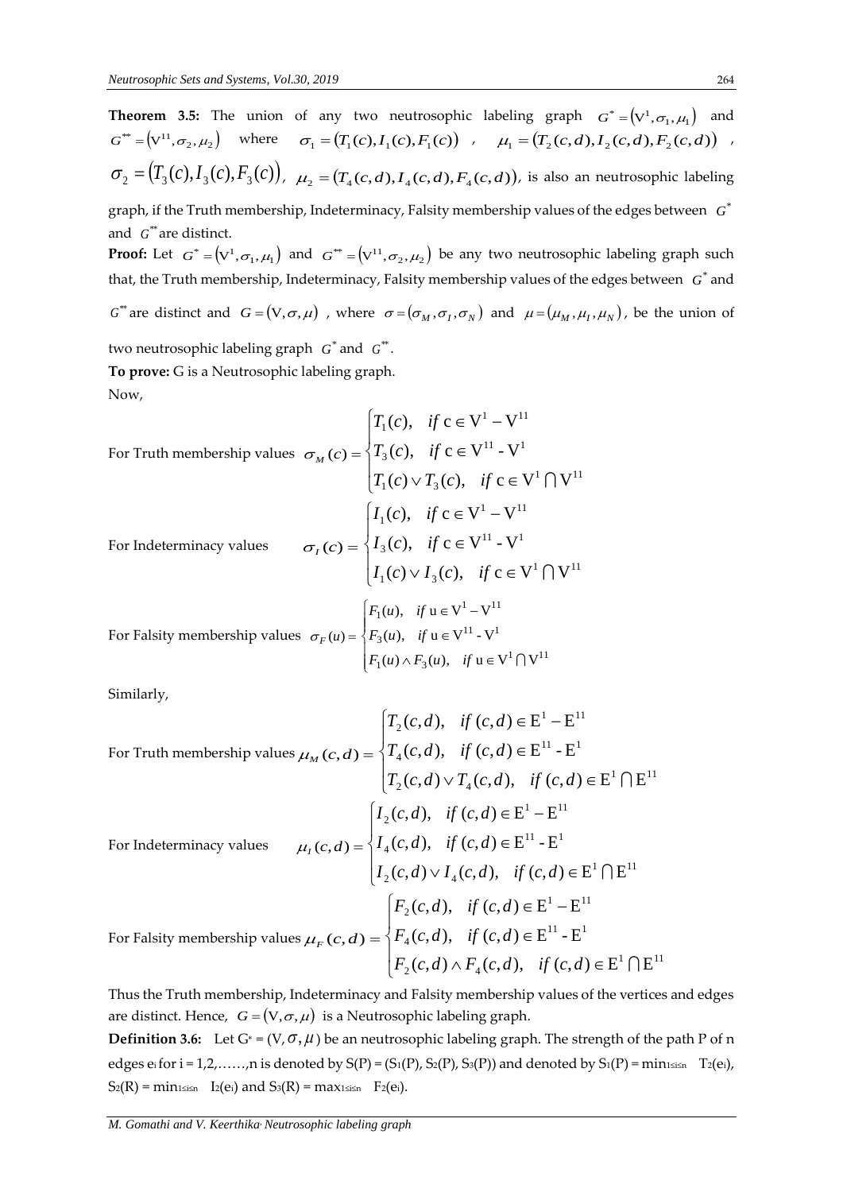**Theorem 3.5:** The union of any two neutrosophic labeling graph $G^{*}=(\mathrm{V}^{1},\sigma_{1},\mu_{1})$ and $G^{**}=(\mathrm{V}^{11},\sigma_{2},\mu_{2})$ where $\sigma_{1}=(T_{1}(c),I_{1}(c),F_{1}(c))$ , $\mu_{1}=(T_{2}(c,d),I_{2}(c,d),F_{2}(c,d))$ , $\sigma_{2}=(T_{3}(c),I_{3}(c),F_{3}(c))$, $\mu_{2}=(T_{4}(c,d),I_{4}(c,d),F_{4}(c,d))$, is also an neutrosophic labeling graph, if the Truth membership, Indeterminacy, Falsity membership values of the edges between $G^{*}$ and $G^{**}$ are distinct.

**Proof:** Let $G^{*}=(\mathrm{V}^{1},\sigma_{1},\mu_{1})$ and $G^{**}=(\mathrm{V}^{11},\sigma_{2},\mu_{2})$ be any two neutrosophic labeling graph such that, the Truth membership, Indeterminacy, Falsity membership values of the edges between $G^{*}$ and $G^{**}$ are distinct and $G=(\mathrm{V},\sigma,\mu)$ , where $\sigma=(\sigma_{M},\sigma_{I},\sigma_{N})$ and $\mu=(\mu_{M},\mu_{I},\mu_{N})$, be the union of two neutrosophic labeling graph $G^{*}$ and $G^{**}$.

**To prove:** G is a Neutrosophic labeling graph.

Now,

For Truth membership values
$$\sigma_{M}(c)=\begin{cases}T_{1}(c), & if\ \mathrm{c}\in \mathrm{V}^{1}-\mathrm{V}^{11}\\ T_{3}(c), & if\ \mathrm{c}\in \mathrm{V}^{11}-\mathrm{V}^{1}\\ T_{1}(c)\vee T_{3}(c), & if\ \mathrm{c}\in \mathrm{V}^{1}\cap \mathrm{V}^{11}\end{cases}$$

For Indeterminacy values
$$\sigma_{I}(c)=\begin{cases}I_{1}(c), & if\ \mathrm{c}\in \mathrm{V}^{1}-\mathrm{V}^{11}\\ I_{3}(c), & if\ \mathrm{c}\in \mathrm{V}^{11}-\mathrm{V}^{1}\\ I_{1}(c)\vee I_{3}(c), & if\ \mathrm{c}\in \mathrm{V}^{1}\cap \mathrm{V}^{11}\end{cases}$$

For Falsity membership values
$$\sigma_{F}(u)=\begin{cases}F_{1}(u), & if\ \mathrm{u}\in \mathrm{V}^{1}-\mathrm{V}^{11}\\ F_{3}(u), & if\ \mathrm{u}\in \mathrm{V}^{11}-\mathrm{V}^{1}\\ F_{1}(u)\wedge F_{3}(u), & if\ \mathrm{u}\in \mathrm{V}^{1}\cap \mathrm{V}^{11}\end{cases}$$

Similarly,

For Truth membership values
$$\mu_{M}(c,d)=\begin{cases}T_{2}(c,d), & if\ (c,d)\in \mathrm{E}^{1}-\mathrm{E}^{11}\\ T_{4}(c,d), & if\ (c,d)\in \mathrm{E}^{11}-\mathrm{E}^{1}\\ T_{2}(c,d)\vee T_{4}(c,d), & if\ (c,d)\in \mathrm{E}^{1}\cap \mathrm{E}^{11}\end{cases}$$

For Indeterminacy values
$$\mu_{I}(c,d)=\begin{cases}I_{2}(c,d), & if\ (c,d)\in \mathrm{E}^{1}-\mathrm{E}^{11}\\ I_{4}(c,d), & if\ (c,d)\in \mathrm{E}^{11}-\mathrm{E}^{1}\\ I_{2}(c,d)\vee I_{4}(c,d), & if\ (c,d)\in \mathrm{E}^{1}\cap \mathrm{E}^{11}\end{cases}$$

For Falsity membership values
$$\mu_{F}(c,d)=\begin{cases}F_{2}(c,d), & if\ (c,d)\in \mathrm{E}^{1}-\mathrm{E}^{11}\\ F_{4}(c,d), & if\ (c,d)\in \mathrm{E}^{11}-\mathrm{E}^{1}\\ F_{2}(c,d)\wedge F_{4}(c,d), & if\ (c,d)\in \mathrm{E}^{1}\cap \mathrm{E}^{11}\end{cases}$$

Thus the Truth membership, Indeterminacy and Falsity membership values of the vertices and edges are distinct. Hence, $G=(\mathrm{V},\sigma,\mu)$ is a Neutrosophic labeling graph.

**Definition 3.6:** Let $G^{*}=(V,\sigma,\mu)$ be an neutrosophic labeling graph. The strength of the path P of n edges $e_i$ for i = 1,2,……,n is denoted by $S(P)=(S_1(P),S_2(P),S_3(P))$ and denoted by $S_1(P)=\min_{1\le i\le n} T_2(e_i)$, $S_2(R)=\min_{1\le i\le n} I_2(e_i)$ and $S_3(R)=\max_{1\le i\le n} F_2(e_i)$.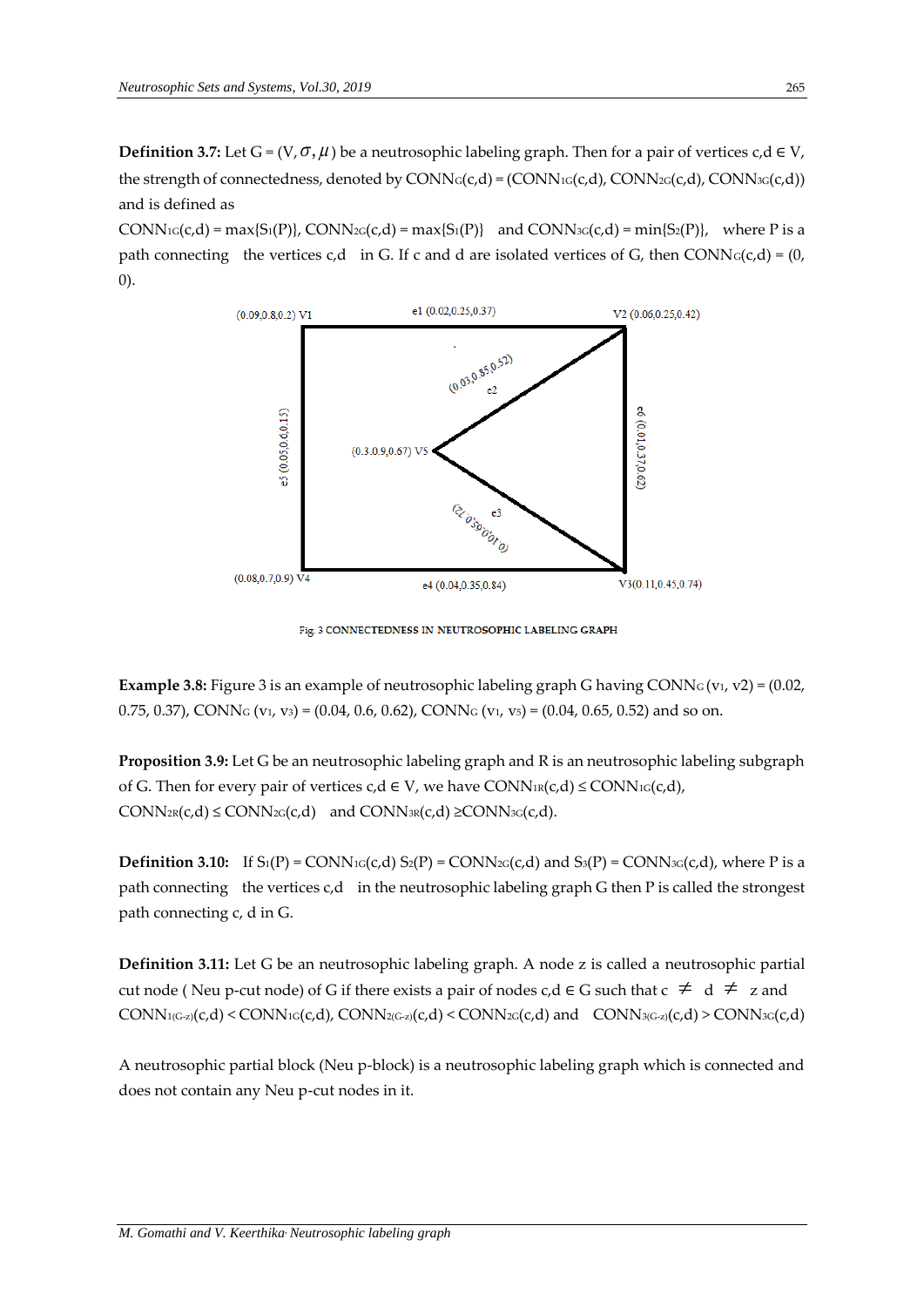**Definition 3.7:** Let $G = (V, \sigma, \mu)$ be a neutrosophic labeling graph. Then for a pair of vertices $c,d \in V$, the strength of connectedness, denoted by $CONN_G(c,d) = (CONN_{1G}(c,d), CONN_{2G}(c,d), CONN_{3G}(c,d))$ and is defined as

$CONN_{1G}(c,d) = \max\{S_1(P)\}$, $CONN_{2G}(c,d) = \max\{S_1(P)\}$ and $CONN_{3G}(c,d) = \min\{S_2(P)\}$, where P is a path connecting the vertices c,d in G. If c and d are isolated vertices of G, then $CONN_G(c,d) = (0, 0)$.

Fig. 3 CONNECTEDNESS IN NEUTROSOPHIC LABELING GRAPH

**Example 3.8:** Figure 3 is an example of neutrosophic labeling graph G having $CONN_G(v_1, v_2) = (0.02, 0.75, 0.37)$, $CONN_G(v_1, v_3) = (0.04, 0.6, 0.62)$, $CONN_G(v_1, v_5) = (0.04, 0.65, 0.52)$ and so on.

**Proposition 3.9:** Let G be an neutrosophic labeling graph and R is an neutrosophic labeling subgraph of G. Then for every pair of vertices $c,d \in V$, we have $CONN_{1R}(c,d) \leq CONN_{1G}(c,d)$, $CONN_{2R}(c,d) \leq CONN_{2G}(c,d)$ and $CONN_{3R}(c,d) \geq CONN_{3G}(c,d)$.

**Definition 3.10:** If $S_1(P) = CONN_{1G}(c,d)$ $S_2(P) = CONN_{2G}(c,d)$ and $S_3(P) = CONN_{3G}(c,d)$, where P is a path connecting the vertices c,d in the neutrosophic labeling graph G then P is called the strongest path connecting c, d in G.

**Definition 3.11:** Let G be an neutrosophic labeling graph. A node z is called a neutrosophic partial cut node ( Neu p-cut node) of G if there exists a pair of nodes $c,d \in G$ such that $c \neq d \neq z$ and $CONN_{1(G-z)}(c,d) < CONN_{1G}(c,d)$, $CONN_{2(G-z)}(c,d) < CONN_{2G}(c,d)$ and $CONN_{3(G-z)}(c,d) > CONN_{3G}(c,d)$

A neutrosophic partial block (Neu p-block) is a neutrosophic labeling graph which is connected and does not contain any Neu p-cut nodes in it.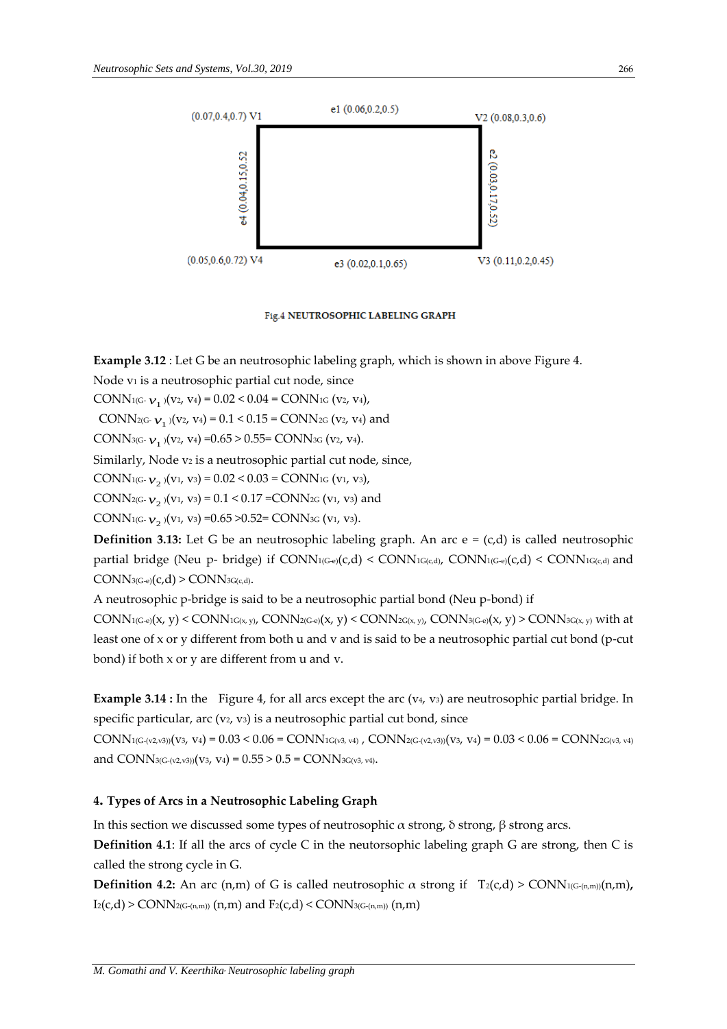(0.07,0.4,0.7) V1 e1 (0.06,0.2,0.5) V2 (0.08,0.3,0.6)

e4 (0.04,0.15,0.52) e2 (0.03,0.17,0.52)

(0.05,0.6,0.72) V4 e3 (0.02,0.1,0.65) V3 (0.11,0.2,0.45)

**Fig.4 NEUTROSOPHIC LABELING GRAPH**

**Example 3.12** : Let G be an neutrosophic labeling graph, which is shown in above Figure 4.

Node $v_1$ is a neutrosophic partial cut node, since

$CONN_{1(G-v_1)}(v_2, v_4) = 0.02 < 0.04 = CONN_{1G}(v_2, v_4)$,

$CONN_{2(G-v_1)}(v_2, v_4) = 0.1 < 0.15 = CONN_{2G}(v_2, v_4)$ and

$CONN_{3(G-v_1)}(v_2, v_4) = 0.65 > 0.55 = CONN_{3G}(v_2, v_4)$.

Similarly, Node $v_2$ is a neutrosophic partial cut node, since,

$CONN_{1(G-v_2)}(v_1, v_3) = 0.02 < 0.03 = CONN_{1G}(v_1, v_3)$,

$CONN_{2(G-v_2)}(v_1, v_3) = 0.1 < 0.17 = CONN_{2G}(v_1, v_3)$ and

$CONN_{1(G-v_2)}(v_1, v_3) = 0.65 > 0.52 = CONN_{3G}(v_1, v_3)$.

**Definition 3.13:** Let G be an neutrosophic labeling graph. An arc e = (c,d) is called neutrosophic partial bridge (Neu p- bridge) if $CONN_{1(G-e)}(c,d) < CONN_{1G(c,d)}$, $CONN_{1(G-e)}(c,d) < CONN_{1G(c,d)}$ and $CONN_{3(G-e)}(c,d) > CONN_{3G(c,d)}$.

A neutrosophic p-bridge is said to be a neutrosophic partial bond (Neu p-bond) if

$CONN_{1(G-e)}(x, y) < CONN_{1G(x, y)}$, $CONN_{2(G-e)}(x, y) < CONN_{2G(x, y)}$, $CONN_{3(G-e)}(x, y) > CONN_{3G(x, y)}$ with at least one of x or y different from both u and v and is said to be a neutrosophic partial cut bond (p-cut bond) if both x or y are different from u and v.

**Example 3.14 :** In the Figure 4, for all arcs except the arc ($v_4$, $v_3$) are neutrosophic partial bridge. In specific particular, arc ($v_2$, $v_3$) is a neutrosophic partial cut bond, since

$CONN_{1(G-(v2,v3))}(v_3, v_4) = 0.03 < 0.06 = CONN_{1G(v3, v4)}$ , $CONN_{2(G-(v2,v3))}(v_3, v_4) = 0.03 < 0.06 = CONN_{2G(v3, v4)}$ and $CONN_{3(G-(v2,v3))}(v_3, v_4) = 0.55 > 0.5 = CONN_{3G(v3, v4)}$.

### 4. Types of Arcs in a Neutrosophic Labeling Graph

In this section we discussed some types of neutrosophic $\alpha$ strong, ẟ strong, β strong arcs.

**Definition 4.1**: If all the arcs of cycle C in the neutorsophic labeling graph G are strong, then C is called the strong cycle in G.

**Definition 4.2:** An arc (n,m) of G is called neutrosophic $\alpha$ strong if $T_2(c,d) > CONN_{1(G-(n,m))}(n,m)$, $I_2(c,d) > CONN_{2(G-(n,m))}(n,m)$ and $F_2(c,d) < CONN_{3(G-(n,m))}(n,m)$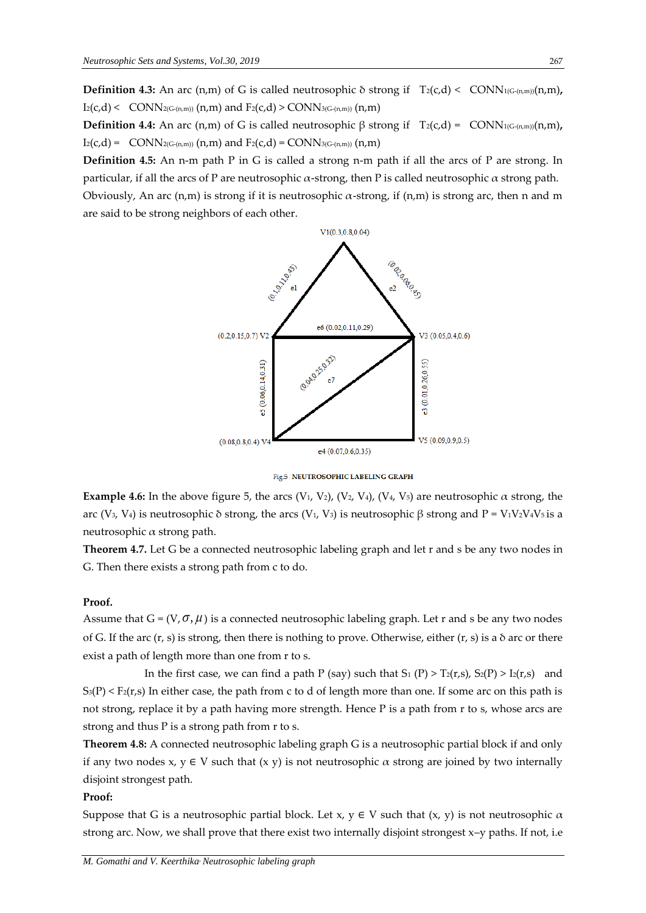**Definition 4.3:** An arc (n,m) of G is called neutrosophic δ strong if $T_2(c,d) < CONN_{1(G-(n,m))}(n,m)$, $I_2(c,d) < CONN_{2(G-(n,m))}(n,m)$ and $F_2(c,d) > CONN_{3(G-(n,m))}(n,m)$

**Definition 4.4:** An arc (n,m) of G is called neutrosophic β strong if $T_2(c,d) = CONN_{1(G-(n,m))}(n,m)$, $I_2(c,d) = CONN_{2(G-(n,m))}(n,m)$ and $F_2(c,d) = CONN_{3(G-(n,m))}(n,m)$

**Definition 4.5:** An n-m path P in G is called a strong n-m path if all the arcs of P are strong. In particular, if all the arcs of P are neutrosophic $\alpha$-strong, then P is called neutrosophic $\alpha$ strong path. Obviously, An arc (n,m) is strong if it is neutrosophic $\alpha$-strong, if (n,m) is strong arc, then n and m are said to be strong neighbors of each other.

Fig.5 NEUTROSOPHIC LABELING GRAPH

**Example 4.6:** In the above figure 5, the arcs ($V_1$, $V_2$), ($V_2$, $V_4$), ($V_4$, $V_5$) are neutrosophic $\alpha$ strong, the arc ($V_3$, $V_4$) is neutrosophic δ strong, the arcs ($V_1$, $V_3$) is neutrosophic β strong and P = $V_1V_2V_4V_5$ is a neutrosophic $\alpha$ strong path.

**Theorem 4.7.** Let G be a connected neutrosophic labeling graph and let r and s be any two nodes in G. Then there exists a strong path from c to do.

**Proof.**

Assume that $G = (V, \sigma, \mu)$ is a connected neutrosophic labeling graph. Let r and s be any two nodes of G. If the arc (r, s) is strong, then there is nothing to prove. Otherwise, either (r, s) is a δ arc or there exist a path of length more than one from r to s.

In the first case, we can find a path P (say) such that $S_1(P) > T_2(r,s)$, $S_2(P) > I_2(r,s)$ and $S_3(P) < F_2(r,s)$ In either case, the path from c to d of length more than one. If some arc on this path is not strong, replace it by a path having more strength. Hence P is a path from r to s, whose arcs are strong and thus P is a strong path from r to s.

**Theorem 4.8:** A connected neutrosophic labeling graph G is a neutrosophic partial block if and only if any two nodes x, y ∈ V such that (x y) is not neutrosophic $\alpha$ strong are joined by two internally disjoint strongest path.

**Proof:**

Suppose that G is a neutrosophic partial block. Let x, y ∈ V such that (x, y) is not neutrosophic $\alpha$ strong arc. Now, we shall prove that there exist two internally disjoint strongest x–y paths. If not, i.e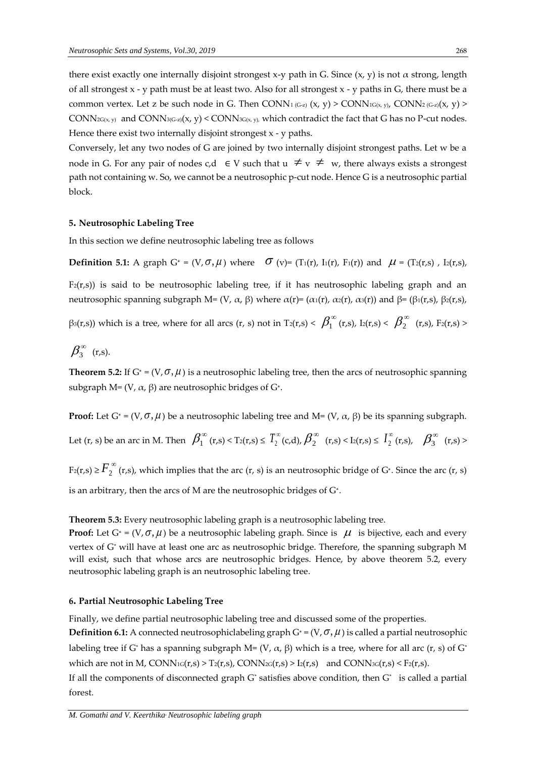there exist exactly one internally disjoint strongest x-y path in G. Since (x, y) is not $\alpha$ strong, length of all strongest x - y path must be at least two. Also for all strongest x - y paths in G, there must be a common vertex. Let z be such node in G. Then $CONN_{1(G-z)}(x, y) > CONN_{1G(x, y)}$, $CONN_{2(G-z)}(x, y) > CONN_{2G(x, y)}$ and $CONN_{3(G-z)}(x, y) < CONN_{3G(x, y)}$, which contradict the fact that G has no P-cut nodes. Hence there exist two internally disjoint strongest x - y paths.

Conversely, let any two nodes of G are joined by two internally disjoint strongest paths. Let w be a node in G. For any pair of nodes c,d $\in$ V such that u $\neq$ v $\neq$ w, there always exists a strongest path not containing w. So, we cannot be a neutrosophic p-cut node. Hence G is a neutrosophic partial block.

## 5. Neutrosophic Labeling Tree

In this section we define neutrosophic labeling tree as follows

**Definition 5.1:** A graph $G^* = (V, \sigma, \mu)$ where $\sigma(v) = (T_1(r), I_1(r), F_1(r))$ and $\mu = (T_2(r,s), I_2(r,s), F_2(r,s))$ is said to be neutrosophic labeling tree, if it has neutrosophic labeling graph and an neutrosophic spanning subgraph M= (V, $\alpha$, $\beta$) where $\alpha(r) = (\alpha_1(r), \alpha_2(r), \alpha_3(r))$ and $\beta = (\beta_1(r,s), \beta_2(r,s), \beta_3(r,s))$ which is a tree, where for all arcs (r, s) not in $T_2(r,s) < \beta_1^{\infty}(r,s)$, $I_2(r,s) < \beta_2^{\infty}(r,s)$, $F_2(r,s) > \beta_3^{\infty}(r,s)$.

**Theorem 5.2:** If $G^* = (V, \sigma, \mu)$ is a neutrosophic labeling tree, then the arcs of neutrosophic spanning subgraph M= (V, $\alpha$, $\beta$) are neutrosophic bridges of $G^*$.

**Proof:** Let $G^* = (V, \sigma, \mu)$ be a neutrosophic labeling tree and M= (V, $\alpha$, $\beta$) be its spanning subgraph. Let (r, s) be an arc in M. Then $\beta_1^{\infty}(r,s) < T_2(r,s) \leq T_2^{\infty}(c,d)$, $\beta_2^{\infty}(r,s) < I_2(r,s) \leq I_2^{\infty}(r,s)$, $\beta_3^{\infty}(r,s) > F_2(r,s) \geq F_2^{\infty}(r,s)$, which implies that the arc (r, s) is an neutrosophic bridge of $G^*$. Since the arc (r, s) is an arbitrary, then the arcs of M are the neutrosophic bridges of $G^*$.

**Theorem 5.3:** Every neutrosophic labeling graph is a neutrosophic labeling tree.

**Proof:** Let $G^* = (V, \sigma, \mu)$ be a neutrosophic labeling graph. Since is $\mu$ is bijective, each and every vertex of $G^*$ will have at least one arc as neutrosophic bridge. Therefore, the spanning subgraph M will exist, such that whose arcs are neutrosophic bridges. Hence, by above theorem 5.2, every neutrosophic labeling graph is an neutrosophic labeling tree.

## 6. Partial Neutrosophic Labeling Tree

Finally, we define partial neutrosophic labeling tree and discussed some of the properties.

**Definition 6.1:** A connected neutrosophiclabeling graph $G^* = (V, \sigma, \mu)$ is called a partial neutrosophic labeling tree if $G^*$ has a spanning subgraph M= (V, $\alpha$, $\beta$) which is a tree, where for all arc (r, s) of $G^*$ which are not in M, $CONN_{1G}(r,s) > T_2(r,s)$, $CONN_{2G}(r,s) > I_2(r,s)$ and $CONN_{3G}(r,s) < F_2(r,s)$.

If all the components of disconnected graph $G^*$ satisfies above condition, then $G^*$ is called a partial forest.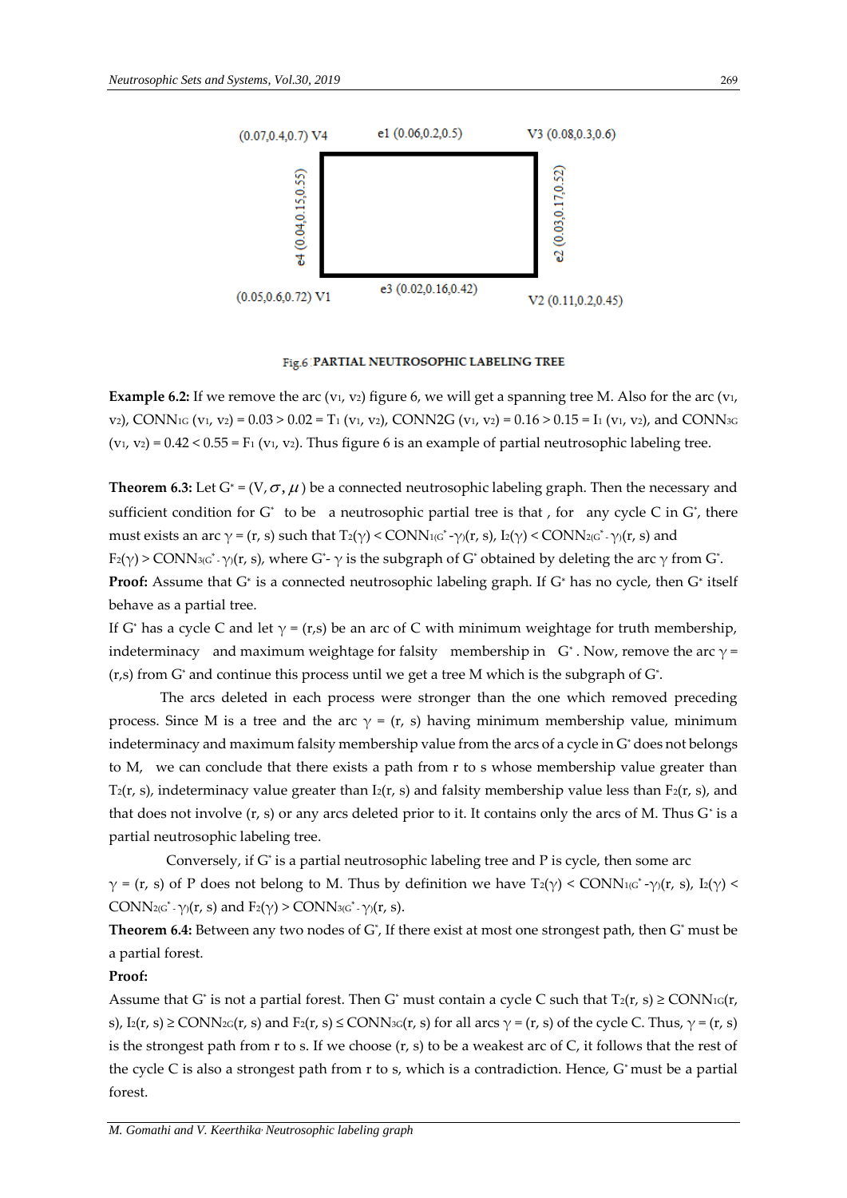(0.07,0.4,0.7) V4 e1 (0.06,0.2,0.5) V3 (0.08,0.3,0.6)

e4 (0.04,0.15,0.55) e2 (0.03,0.17,0.52)

(0.05,0.6,0.72) V1 e3 (0.02,0.16,0.42) V2 (0.11,0.2,0.45)

Fig.6 **PARTIAL NEUTROSOPHIC LABELING TREE**

**Example 6.2:** If we remove the arc ($v_1$, $v_2$) figure 6, we will get a spanning tree M. Also for the arc ($v_1$, $v_2$), $CONN_{1G}$ ($v_1$, $v_2$) = 0.03 > 0.02 = $T_1$ ($v_1$, $v_2$), CONN2G ($v_1$, $v_2$) = 0.16 > 0.15 = $I_1$ ($v_1$, $v_2$), and $CONN_{3G}$ ($v_1$, $v_2$) = 0.42 < 0.55 = $F_1$ ($v_1$, $v_2$). Thus figure 6 is an example of partial neutrosophic labeling tree.

**Theorem 6.3:** Let $G^* = (V, \sigma, \mu)$ be a connected neutrosophic labeling graph. Then the necessary and sufficient condition for $G^*$ to be a neutrosophic partial tree is that , for any cycle C in $G^*$, there must exists an arc $\gamma = (r, s)$ such that $T_2(\gamma) < CONN_{1(G^*-\gamma)}(r, s)$, $I_2(\gamma) < CONN_{2(G^*-\gamma)}(r, s)$ and $F_2(\gamma) > CONN_{3(G^*-\gamma)}(r, s)$, where $G^*- \gamma$ is the subgraph of $G^*$ obtained by deleting the arc $\gamma$ from $G^*$.

**Proof:** Assume that $G^*$ is a connected neutrosophic labeling graph. If $G^*$ has no cycle, then $G^*$ itself behave as a partial tree.

If $G^*$ has a cycle C and let $\gamma = (r,s)$ be an arc of C with minimum weightage for truth membership, indeterminacy and maximum weightage for falsity membership in $G^*$. Now, remove the arc $\gamma = (r,s)$ from $G^*$ and continue this process until we get a tree M which is the subgraph of $G^*$.

The arcs deleted in each process were stronger than the one which removed preceding process. Since M is a tree and the arc $\gamma = (r, s)$ having minimum membership value, minimum indeterminacy and maximum falsity membership value from the arcs of a cycle in $G^*$ does not belongs to M, we can conclude that there exists a path from r to s whose membership value greater than $T_2(r, s)$, indeterminacy value greater than $I_2(r, s)$ and falsity membership value less than $F_2(r, s)$, and that does not involve (r, s) or any arcs deleted prior to it. It contains only the arcs of M. Thus $G^*$ is a partial neutrosophic labeling tree.

Conversely, if $G^*$ is a partial neutrosophic labeling tree and P is cycle, then some arc $\gamma = (r, s)$ of P does not belong to M. Thus by definition we have $T_2(\gamma) < CONN_{1(G^*-\gamma)}(r, s)$, $I_2(\gamma) < CONN_{2(G^*-\gamma)}(r, s)$ and $F_2(\gamma) > CONN_{3(G^*-\gamma)}(r, s)$.

**Theorem 6.4:** Between any two nodes of $G^*$, If there exist at most one strongest path, then $G^*$ must be a partial forest.

**Proof:**

Assume that $G^*$ is not a partial forest. Then $G^*$ must contain a cycle C such that $T_2(r, s) \geq CONN_{1G}(r, s)$, $I_2(r, s) \geq CONN_{2G}(r, s)$ and $F_2(r, s) \leq CONN_{3G}(r, s)$ for all arcs $\gamma = (r, s)$ of the cycle C. Thus, $\gamma = (r, s)$ is the strongest path from r to s. If we choose (r, s) to be a weakest arc of C, it follows that the rest of the cycle C is also a strongest path from r to s, which is a contradiction. Hence, $G^*$ must be a partial forest.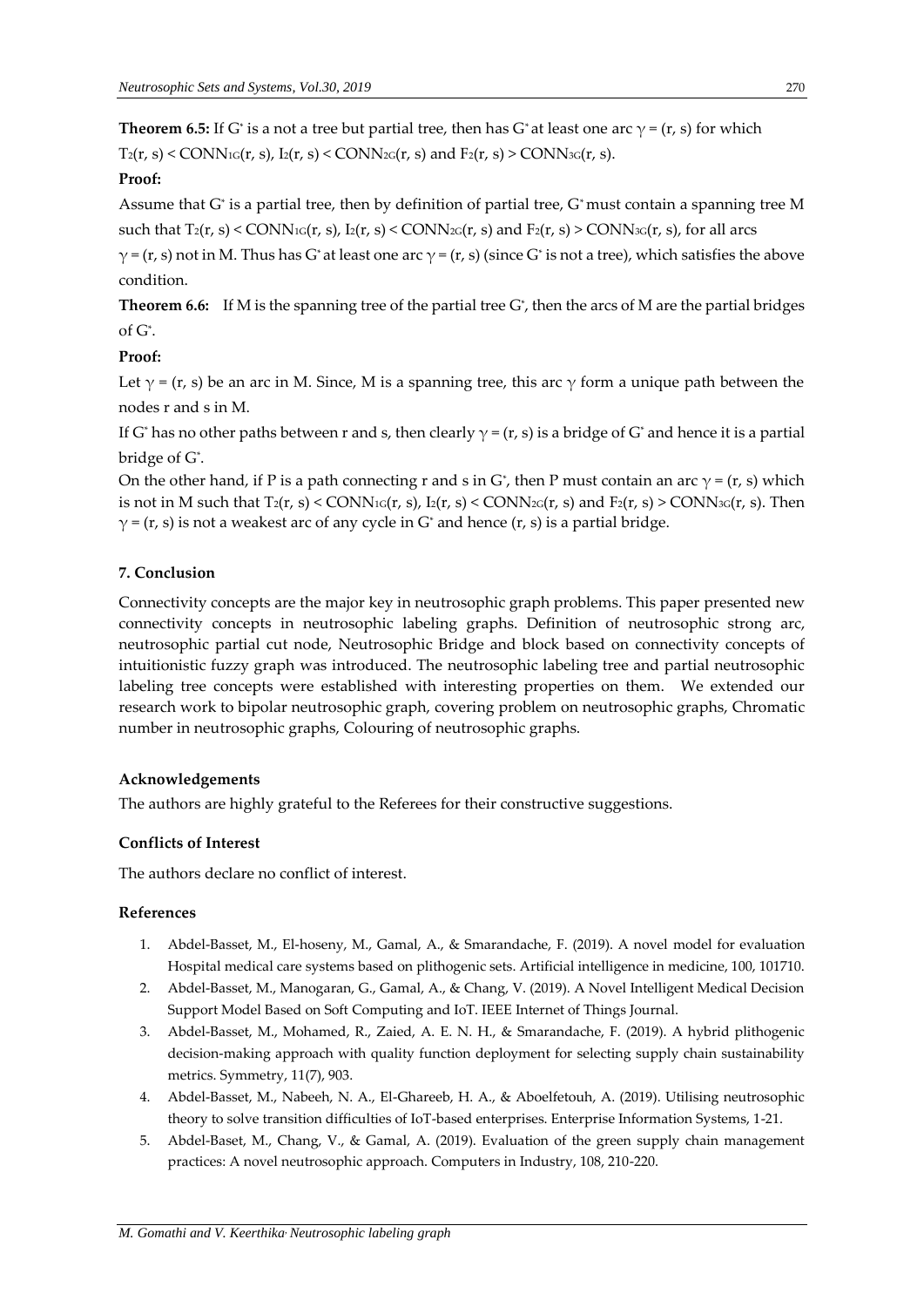**Theorem 6.5:** If $G^*$ is a not a tree but partial tree, then has $G^*$ at least one arc $\gamma = (r, s)$ for which $T_2(r, s) < CONN_{1G}(r, s)$, $I_2(r, s) < CONN_{2G}(r, s)$ and $F_2(r, s) > CONN_{3G}(r, s)$.

**Proof:**

Assume that $G^*$ is a partial tree, then by definition of partial tree, $G^*$ must contain a spanning tree M such that $T_2(r, s) < CONN_{1G}(r, s)$, $I_2(r, s) < CONN_{2G}(r, s)$ and $F_2(r, s) > CONN_{3G}(r, s)$, for all arcs $\gamma = (r, s)$ not in M. Thus has $G^*$ at least one arc $\gamma = (r, s)$ (since $G^*$ is not a tree), which satisfies the above condition.

**Theorem 6.6:** If M is the spanning tree of the partial tree $G^*$, then the arcs of M are the partial bridges of $G^*$.

**Proof:**

Let $\gamma = (r, s)$ be an arc in M. Since, M is a spanning tree, this arc $\gamma$ form a unique path between the nodes r and s in M.

If $G^*$ has no other paths between r and s, then clearly $\gamma = (r, s)$ is a bridge of $G^*$ and hence it is a partial bridge of $G^*$.

On the other hand, if P is a path connecting r and s in $G^*$, then P must contain an arc $\gamma = (r, s)$ which is not in M such that $T_2(r, s) < CONN_{1G}(r, s)$, $I_2(r, s) < CONN_{2G}(r, s)$ and $F_2(r, s) > CONN_{3G}(r, s)$. Then $\gamma = (r, s)$ is not a weakest arc of any cycle in $G^*$ and hence (r, s) is a partial bridge.

## 7. Conclusion

Connectivity concepts are the major key in neutrosophic graph problems. This paper presented new connectivity concepts in neutrosophic labeling graphs. Definition of neutrosophic strong arc, neutrosophic partial cut node, Neutrosophic Bridge and block based on connectivity concepts of intuitionistic fuzzy graph was introduced. The neutrosophic labeling tree and partial neutrosophic labeling tree concepts were established with interesting properties on them. We extended our research work to bipolar neutrosophic graph, covering problem on neutrosophic graphs, Chromatic number in neutrosophic graphs, Colouring of neutrosophic graphs.

### Acknowledgements

The authors are highly grateful to the Referees for their constructive suggestions.

### Conflicts of Interest

The authors declare no conflict of interest.

### References

1. Abdel-Basset, M., El-hoseny, M., Gamal, A., & Smarandache, F. (2019). A novel model for evaluation Hospital medical care systems based on plithogenic sets. Artificial intelligence in medicine, 100, 101710.
2. Abdel-Basset, M., Manogaran, G., Gamal, A., & Chang, V. (2019). A Novel Intelligent Medical Decision Support Model Based on Soft Computing and IoT. IEEE Internet of Things Journal.
3. Abdel-Basset, M., Mohamed, R., Zaied, A. E. N. H., & Smarandache, F. (2019). A hybrid plithogenic decision-making approach with quality function deployment for selecting supply chain sustainability metrics. Symmetry, 11(7), 903.
4. Abdel-Basset, M., Nabeeh, N. A., El-Ghareeb, H. A., & Aboelfetouh, A. (2019). Utilising neutrosophic theory to solve transition difficulties of IoT-based enterprises. Enterprise Information Systems, 1-21.
5. Abdel-Baset, M., Chang, V., & Gamal, A. (2019). Evaluation of the green supply chain management practices: A novel neutrosophic approach. Computers in Industry, 108, 210-220.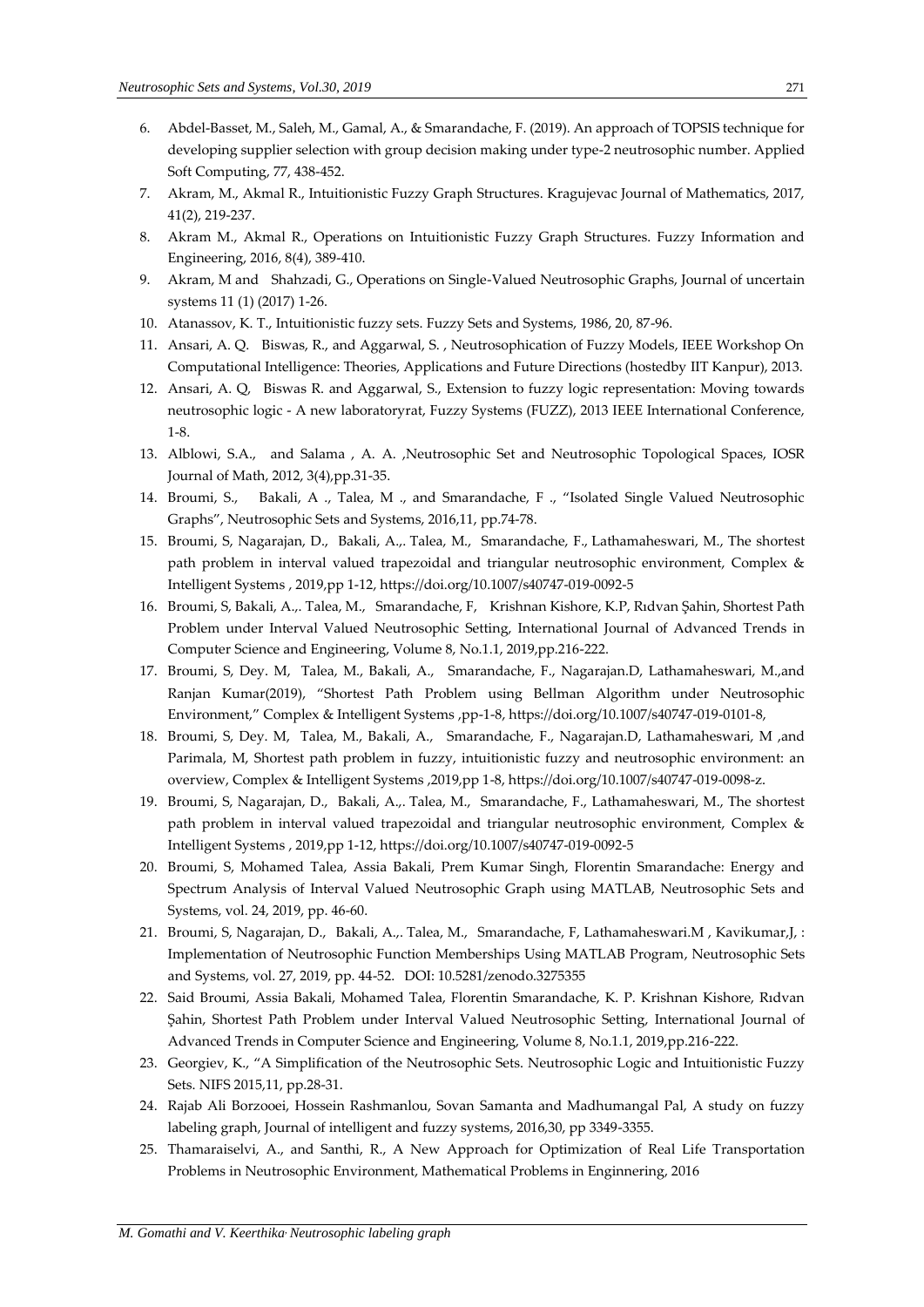6. Abdel-Basset, M., Saleh, M., Gamal, A., & Smarandache, F. (2019). An approach of TOPSIS technique for developing supplier selection with group decision making under type-2 neutrosophic number. Applied Soft Computing, 77, 438-452.
7. Akram, M., Akmal R., Intuitionistic Fuzzy Graph Structures. Kragujevac Journal of Mathematics, 2017, 41(2), 219-237.
8. Akram M., Akmal R., Operations on Intuitionistic Fuzzy Graph Structures. Fuzzy Information and Engineering, 2016, 8(4), 389-410.
9. Akram, M and Shahzadi, G., Operations on Single-Valued Neutrosophic Graphs, Journal of uncertain systems 11 (1) (2017) 1-26.
10. Atanassov, K. T., Intuitionistic fuzzy sets. Fuzzy Sets and Systems, 1986, 20, 87-96.
11. Ansari, A. Q. Biswas, R., and Aggarwal, S. , Neutrosophication of Fuzzy Models, IEEE Workshop On Computational Intelligence: Theories, Applications and Future Directions (hostedby IIT Kanpur), 2013.
12. Ansari, A. Q, Biswas R. and Aggarwal, S., Extension to fuzzy logic representation: Moving towards neutrosophic logic - A new laboratoryrat, Fuzzy Systems (FUZZ), 2013 IEEE International Conference, 1-8.
13. Alblowi, S.A., and Salama , A. A. ,Neutrosophic Set and Neutrosophic Topological Spaces, IOSR Journal of Math, 2012, 3(4),pp.31-35.
14. Broumi, S., Bakali, A ., Talea, M ., and Smarandache, F ., "Isolated Single Valued Neutrosophic Graphs", Neutrosophic Sets and Systems, 2016,11, pp.74-78.
15. Broumi, S, Nagarajan, D., Bakali, A.,. Talea, M., Smarandache, F., Lathamaheswari, M., The shortest path problem in interval valued trapezoidal and triangular neutrosophic environment, Complex & Intelligent Systems , 2019,pp 1-12, https://doi.org/10.1007/s40747-019-0092-5
16. Broumi, S, Bakali, A.,. Talea, M., Smarandache, F, Krishnan Kishore, K.P, Rıdvan Şahin, Shortest Path Problem under Interval Valued Neutrosophic Setting, International Journal of Advanced Trends in Computer Science and Engineering, Volume 8, No.1.1, 2019,pp.216-222.
17. Broumi, S, Dey. M, Talea, M., Bakali, A., Smarandache, F., Nagarajan.D, Lathamaheswari, M.,and Ranjan Kumar(2019), "Shortest Path Problem using Bellman Algorithm under Neutrosophic Environment," Complex & Intelligent Systems ,pp-1-8, https://doi.org/10.1007/s40747-019-0101-8,
18. Broumi, S, Dey. M, Talea, M., Bakali, A., Smarandache, F., Nagarajan.D, Lathamaheswari, M ,and Parimala, M, Shortest path problem in fuzzy, intuitionistic fuzzy and neutrosophic environment: an overview, Complex & Intelligent Systems ,2019,pp 1-8, https://doi.org/10.1007/s40747-019-0098-z.
19. Broumi, S, Nagarajan, D., Bakali, A.,. Talea, M., Smarandache, F., Lathamaheswari, M., The shortest path problem in interval valued trapezoidal and triangular neutrosophic environment, Complex & Intelligent Systems , 2019,pp 1-12, https://doi.org/10.1007/s40747-019-0092-5
20. Broumi, S, Mohamed Talea, Assia Bakali, Prem Kumar Singh, Florentin Smarandache: Energy and Spectrum Analysis of Interval Valued Neutrosophic Graph using MATLAB, Neutrosophic Sets and Systems, vol. 24, 2019, pp. 46-60.
21. Broumi, S, Nagarajan, D., Bakali, A.,. Talea, M., Smarandache, F, Lathamaheswari.M , Kavikumar,J, : Implementation of Neutrosophic Function Memberships Using MATLAB Program, Neutrosophic Sets and Systems, vol. 27, 2019, pp. 44-52. DOI: 10.5281/zenodo.3275355
22. Said Broumi, Assia Bakali, Mohamed Talea, Florentin Smarandache, K. P. Krishnan Kishore, Rıdvan Şahin, Shortest Path Problem under Interval Valued Neutrosophic Setting, International Journal of Advanced Trends in Computer Science and Engineering, Volume 8, No.1.1, 2019,pp.216-222.
23. Georgiev, K., "A Simplification of the Neutrosophic Sets. Neutrosophic Logic and Intuitionistic Fuzzy Sets. NIFS 2015,11, pp.28-31.
24. Rajab Ali Borzooei, Hossein Rashmanlou, Sovan Samanta and Madhumangal Pal, A study on fuzzy labeling graph, Journal of intelligent and fuzzy systems, 2016,30, pp 3349-3355.
25. Thamaraiselvi, A., and Santhi, R., A New Approach for Optimization of Real Life Transportation Problems in Neutrosophic Environment, Mathematical Problems in Enginnering, 2016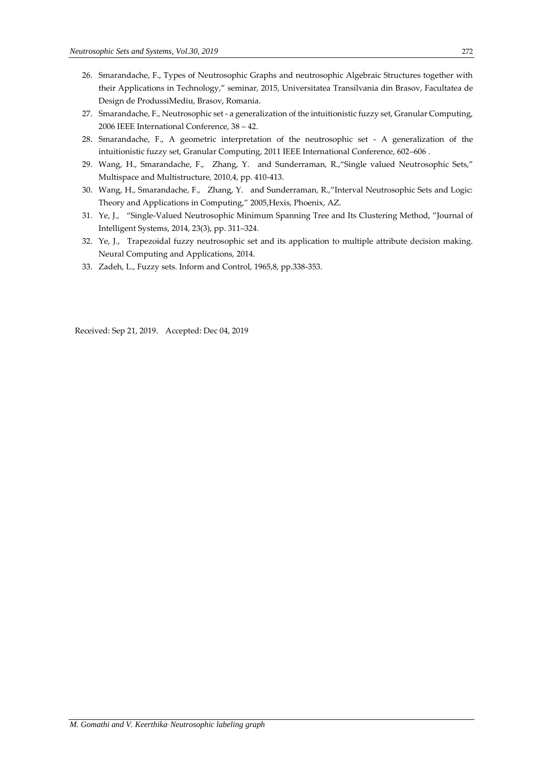26. Smarandache, F., Types of Neutrosophic Graphs and neutrosophic Algebraic Structures together with their Applications in Technology," seminar, 2015, Universitatea Transilvania din Brasov, Facultatea de Design de ProdussiMediu, Brasov, Romania.
27. Smarandache, F., Neutrosophic set - a generalization of the intuitionistic fuzzy set, Granular Computing, 2006 IEEE International Conference, 38 – 42.
28. Smarandache, F., A geometric interpretation of the neutrosophic set - A generalization of the intuitionistic fuzzy set, Granular Computing, 2011 IEEE International Conference, 602–606 .
29. Wang, H., Smarandache, F., Zhang, Y. and Sunderraman, R.,"Single valued Neutrosophic Sets," Multispace and Multistructure, 2010,4, pp. 410-413.
30. Wang, H., Smarandache, F., Zhang, Y. and Sunderraman, R.,"Interval Neutrosophic Sets and Logic: Theory and Applications in Computing," 2005,Hexis, Phoenix, AZ.
31. Ye, J., "Single-Valued Neutrosophic Minimum Spanning Tree and Its Clustering Method, "Journal of Intelligent Systems, 2014, 23(3), pp. 311–324.
32. Ye, J., Trapezoidal fuzzy neutrosophic set and its application to multiple attribute decision making. Neural Computing and Applications, 2014.
33. Zadeh, L., Fuzzy sets. Inform and Control, 1965,8, pp.338-353.

Received: Sep 21, 2019. Accepted: Dec 04, 2019